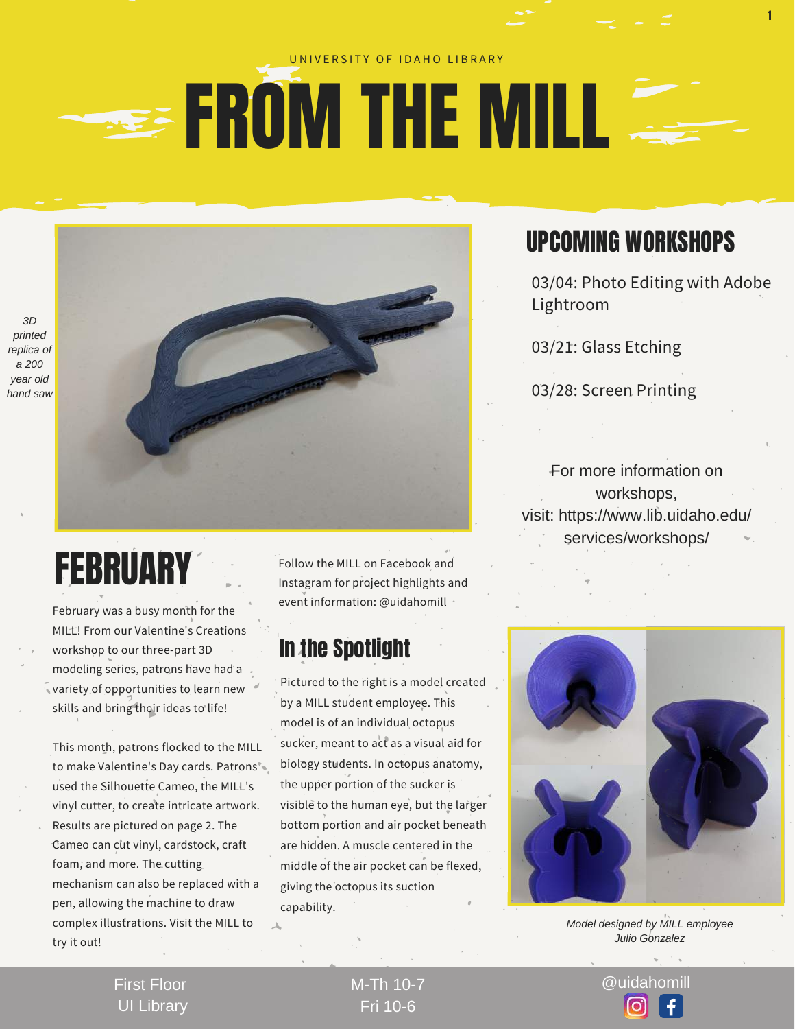UNIVERSITY OF IDAHO LIBRARY

# FROM THE MILL

*3D printed replica of a 200 year old hand saw*

## UPCOMING WORKSHOPS

03/04: Photo Editing with Adobe Lightroom

03/21: Glass Etching

03/28: Screen Printing

For more information on workshops, visit: https://www.lib.uidaho.edu/services/workshops/

## FEBRUARY

February was a busy month for the MILL! From our Valentine's Creations workshop to our three-part 3D modeling series, patrons have had a variety of opportunities to learn new skills and bring their ideas to life!

This month, patrons flocked to the MILL to make Valentine's Day cards. Patrons used the Silhouette Cameo, the MILL's vinyl cutter, to create intricate artwork. Results are pictured on page 2. The Cameo can cut vinyl, cardstock, craft foam, and more. The cutting mechanism can also be replaced with a pen, allowing the machine to draw complex illustrations. Visit the MILL to try it out!

Follow the MILL on Facebook and Instagram for project highlights and event information: @uidahomill

## In the Spotlight

Pictured to the right is a model created by a MILL student employee. This model is of an individual octopus sucker, meant to act as a visual aid for biology students. In octopus anatomy, the upper portion of the sucker is visible to the human eye, but the larger bottom portion and air pocket beneath are hidden. A muscle centered in the middle of the air pocket can be flexed, giving the octopus its suction capability.

*Model designed by MILL employee Julio Gonzalez*

First Floor UI Library | M-Th 10-7 Fri 10-6 | @uidahomill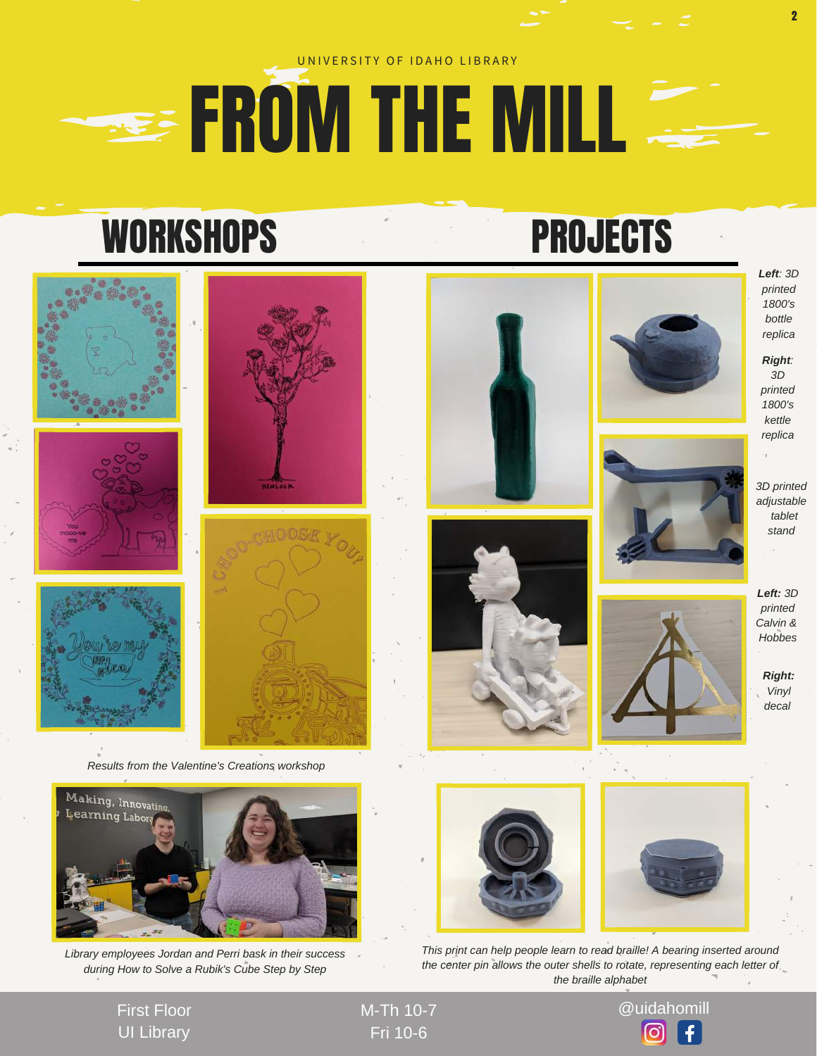UNIVERSITY OF IDAHO LIBRARY

# FROM THE MILL

## WORKSHOPS

*Results from the Valentine's Creations workshop*

*Library employees Jordan and Perri bask in their success during How to Solve a Rubik's Cube Step by Step*

## PROJECTS

***Left**: 3D printed 1800's bottle replica*

***Right**: 3D printed 1800's kettle replica*

*3D printed adjustable tablet stand*

***Left:** 3D printed Calvin & Hobbes*

***Right:** Vinyl decal*

*This print can help people learn to read braille! A bearing inserted around the center pin allows the outer shells to rotate, representing each letter of the braille alphabet*

First Floor
UI Library

M-Th 10-7
Fri 10-6

@uidahomill